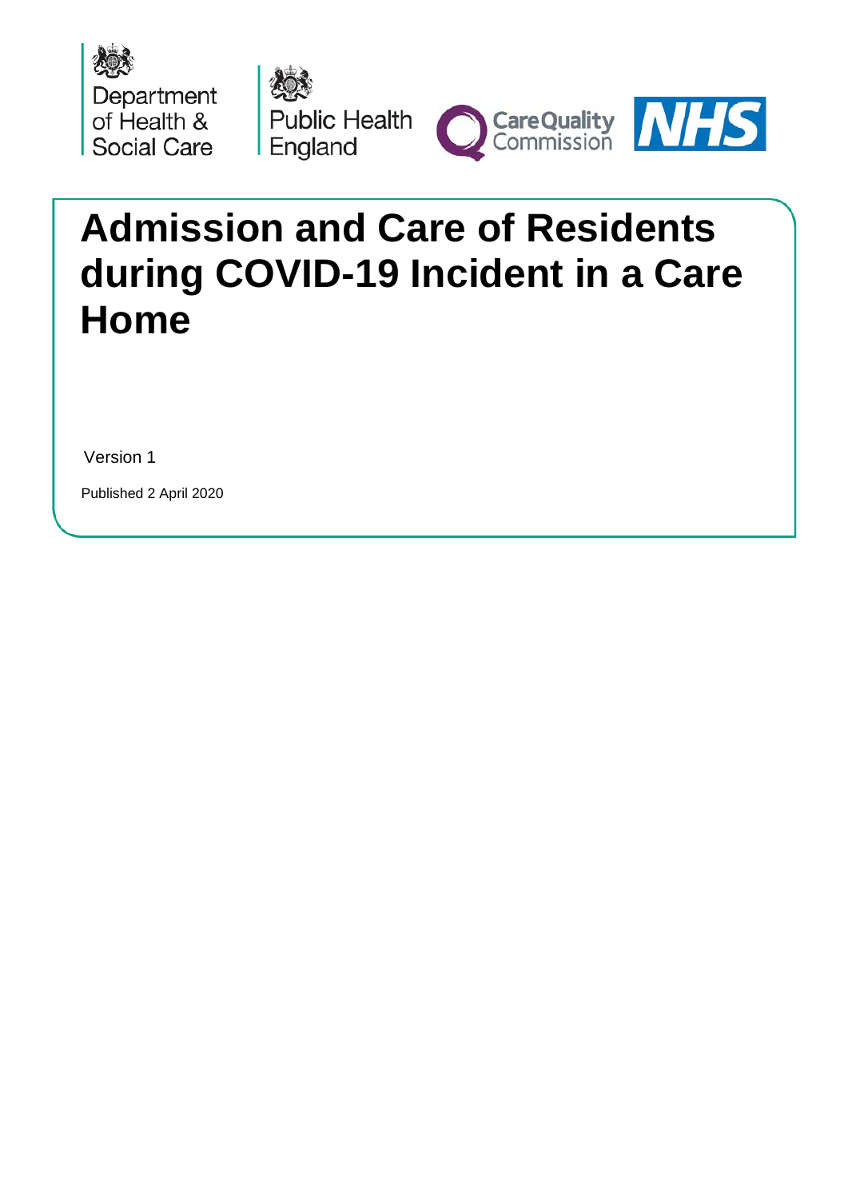Department of Health & Social Care

Public Health England

Care Quality Commission

NHS

# Admission and Care of Residents during COVID-19 Incident in a Care Home

Version 1

Published 2 April 2020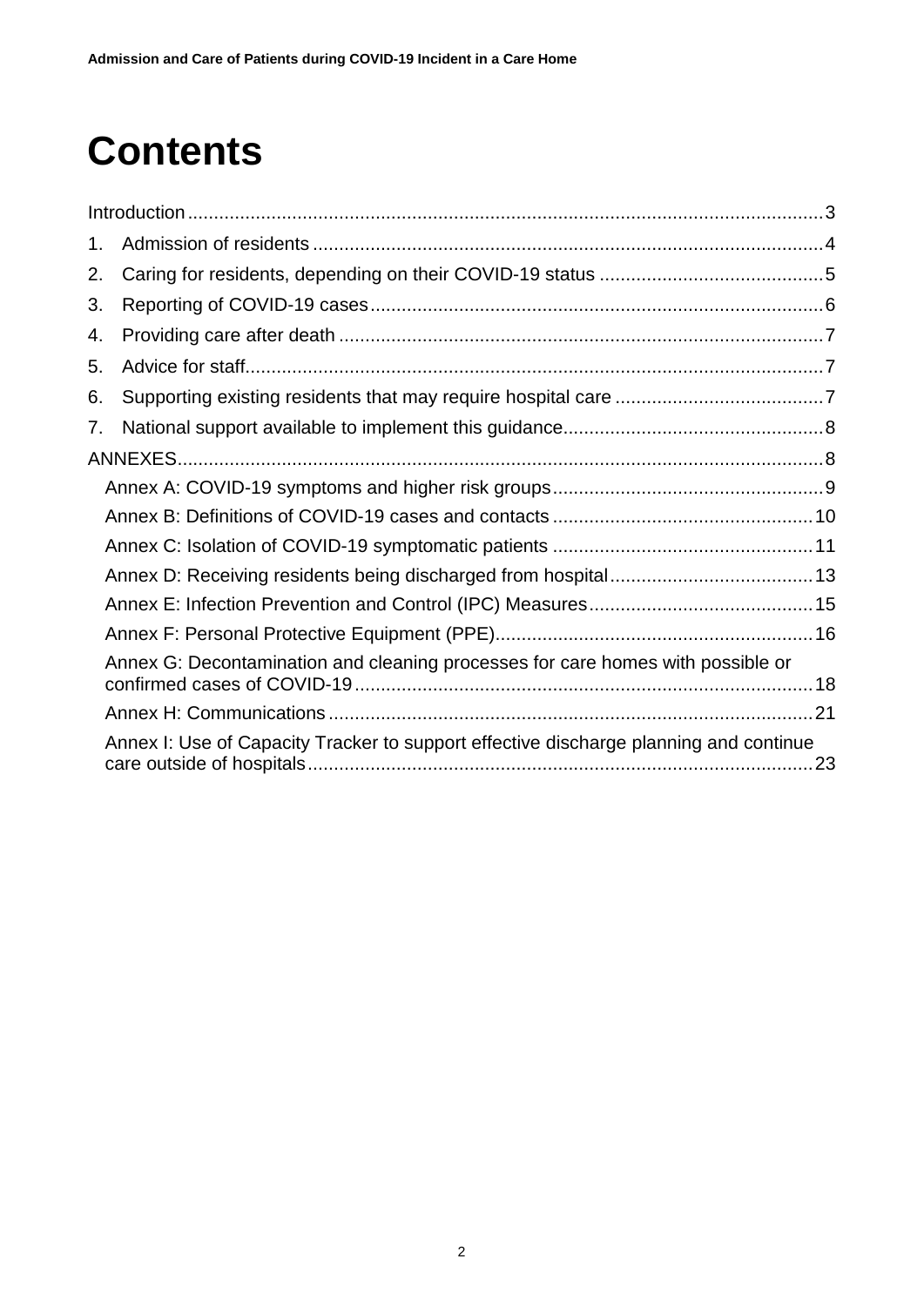# Contents

Introduction ........................................................................................................ 3

1. Admission of residents ................................................................................ 4
2. Caring for residents, depending on their COVID-19 status ........................................... 5
3. Reporting of COVID-19 cases ...................................................................... 6
4. Providing care after death ............................................................................ 7
5. Advice for staff.............................................................................................. 7
6. Supporting existing residents that may require hospital care ......................................... 7
7. National support available to implement this guidance................................................. 8

ANNEXES........................................................................................................... 8

- Annex A: COVID-19 symptoms and higher risk groups.................................................... 9
- Annex B: Definitions of COVID-19 cases and contacts .................................................. 10
- Annex C: Isolation of COVID-19 symptomatic patients .................................................. 11
- Annex D: Receiving residents being discharged from hospital....................................... 13
- Annex E: Infection Prevention and Control (IPC) Measures........................................... 15
- Annex F: Personal Protective Equipment (PPE)............................................................. 16
- Annex G: Decontamination and cleaning processes for care homes with possible or confirmed cases of COVID-19....................................................................................... 18
- Annex H: Communications ............................................................................................. 21
- Annex I: Use of Capacity Tracker to support effective discharge planning and continue care outside of hospitals................................................................................................. 23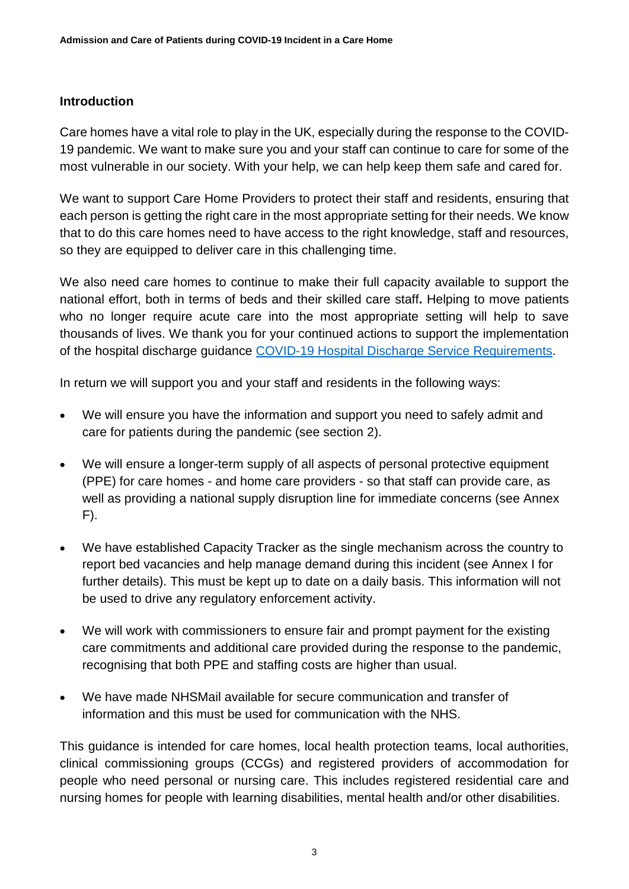## Introduction

Care homes have a vital role to play in the UK, especially during the response to the COVID-19 pandemic. We want to make sure you and your staff can continue to care for some of the most vulnerable in our society. With your help, we can help keep them safe and cared for.

We want to support Care Home Providers to protect their staff and residents, ensuring that each person is getting the right care in the most appropriate setting for their needs. We know that to do this care homes need to have access to the right knowledge, staff and resources, so they are equipped to deliver care in this challenging time.

We also need care homes to continue to make their full capacity available to support the national effort, both in terms of beds and their skilled care staff**.** Helping to move patients who no longer require acute care into the most appropriate setting will help to save thousands of lives. We thank you for your continued actions to support the implementation of the hospital discharge guidance [COVID-19 Hospital Discharge Service Requirements](COVID-19 Hospital Discharge Service Requirements).

In return we will support you and your staff and residents in the following ways:

- We will ensure you have the information and support you need to safely admit and care for patients during the pandemic (see section 2).
- We will ensure a longer-term supply of all aspects of personal protective equipment (PPE) for care homes - and home care providers - so that staff can provide care, as well as providing a national supply disruption line for immediate concerns (see Annex F).
- We have established Capacity Tracker as the single mechanism across the country to report bed vacancies and help manage demand during this incident (see Annex I for further details). This must be kept up to date on a daily basis. This information will not be used to drive any regulatory enforcement activity.
- We will work with commissioners to ensure fair and prompt payment for the existing care commitments and additional care provided during the response to the pandemic, recognising that both PPE and staffing costs are higher than usual.
- We have made NHSMail available for secure communication and transfer of information and this must be used for communication with the NHS.

This guidance is intended for care homes, local health protection teams, local authorities, clinical commissioning groups (CCGs) and registered providers of accommodation for people who need personal or nursing care. This includes registered residential care and nursing homes for people with learning disabilities, mental health and/or other disabilities.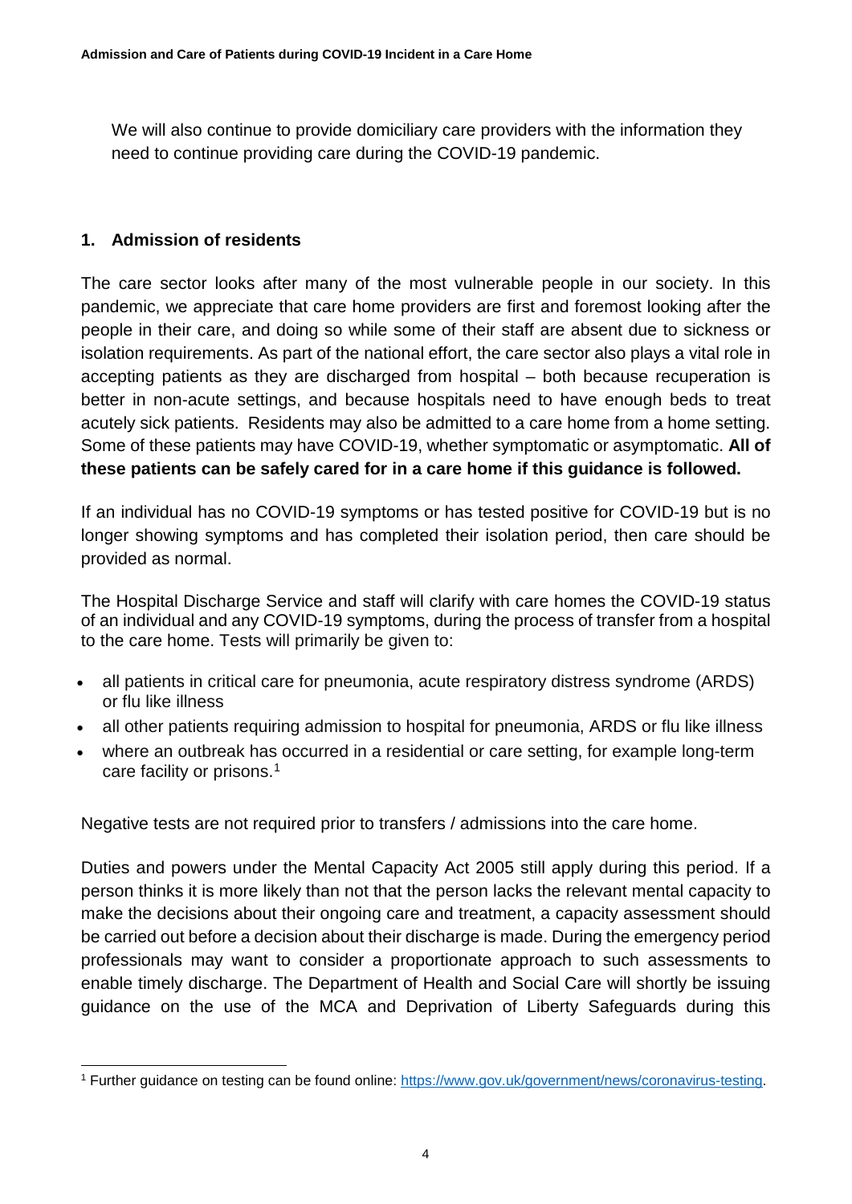We will also continue to provide domiciliary care providers with the information they need to continue providing care during the COVID-19 pandemic.

## 1. Admission of residents

The care sector looks after many of the most vulnerable people in our society. In this pandemic, we appreciate that care home providers are first and foremost looking after the people in their care, and doing so while some of their staff are absent due to sickness or isolation requirements. As part of the national effort, the care sector also plays a vital role in accepting patients as they are discharged from hospital – both because recuperation is better in non-acute settings, and because hospitals need to have enough beds to treat acutely sick patients. Residents may also be admitted to a care home from a home setting. Some of these patients may have COVID-19, whether symptomatic or asymptomatic. **All of these patients can be safely cared for in a care home if this guidance is followed.**

If an individual has no COVID-19 symptoms or has tested positive for COVID-19 but is no longer showing symptoms and has completed their isolation period, then care should be provided as normal.

The Hospital Discharge Service and staff will clarify with care homes the COVID-19 status of an individual and any COVID-19 symptoms, during the process of transfer from a hospital to the care home. Tests will primarily be given to:

- all patients in critical care for pneumonia, acute respiratory distress syndrome (ARDS) or flu like illness
- all other patients requiring admission to hospital for pneumonia, ARDS or flu like illness
- where an outbreak has occurred in a residential or care setting, for example long-term care facility or prisons.[1]

Negative tests are not required prior to transfers / admissions into the care home.

Duties and powers under the Mental Capacity Act 2005 still apply during this period. If a person thinks it is more likely than not that the person lacks the relevant mental capacity to make the decisions about their ongoing care and treatment, a capacity assessment should be carried out before a decision about their discharge is made. During the emergency period professionals may want to consider a proportionate approach to such assessments to enable timely discharge. The Department of Health and Social Care will shortly be issuing guidance on the use of the MCA and Deprivation of Liberty Safeguards during this

[1] Further guidance on testing can be found online: https://www.gov.uk/government/news/coronavirus-testing.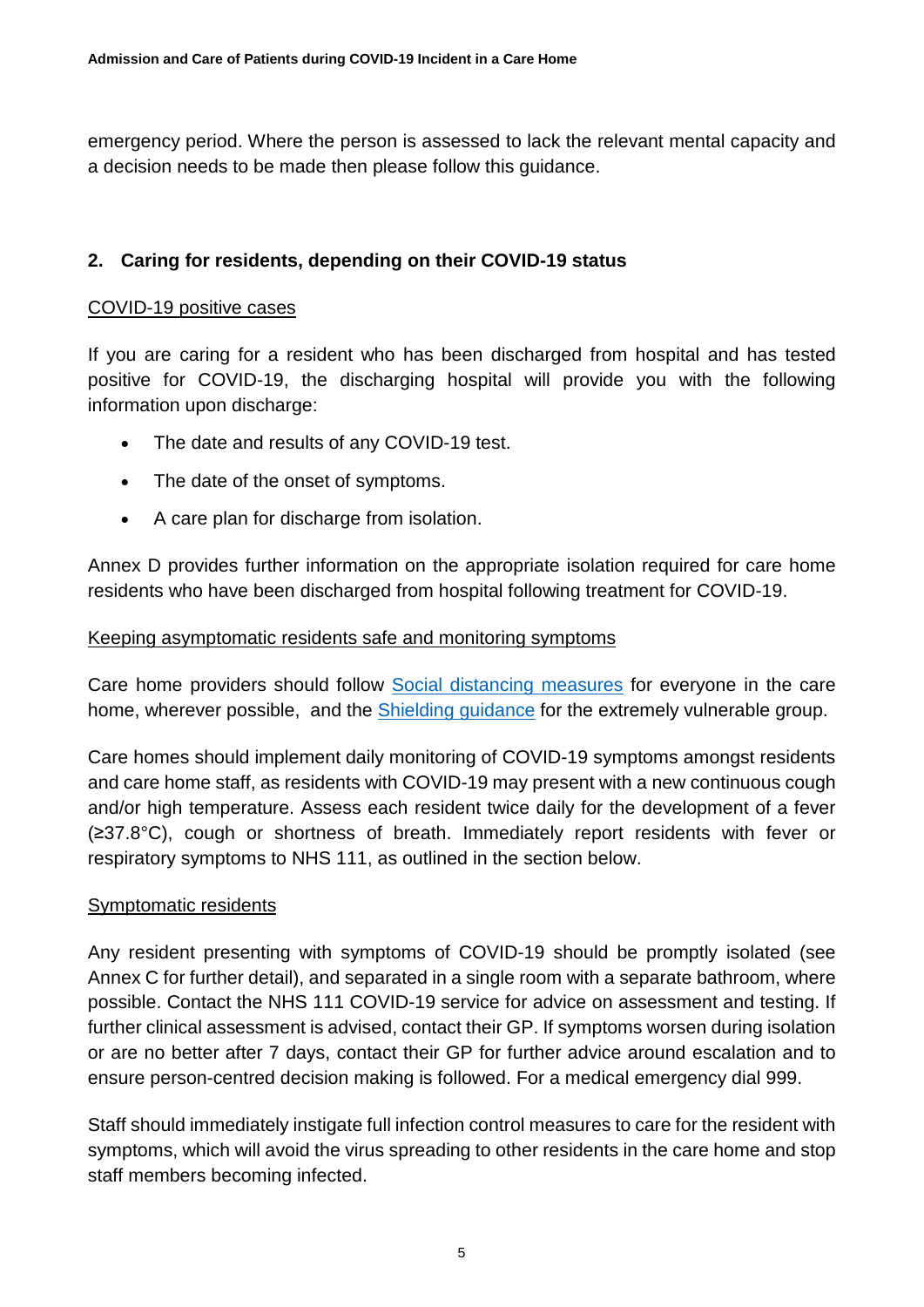emergency period. Where the person is assessed to lack the relevant mental capacity and a decision needs to be made then please follow this guidance.

## 2. Caring for residents, depending on their COVID-19 status

### COVID-19 positive cases

If you are caring for a resident who has been discharged from hospital and has tested positive for COVID-19, the discharging hospital will provide you with the following information upon discharge:

- The date and results of any COVID-19 test.
- The date of the onset of symptoms.
- A care plan for discharge from isolation.

Annex D provides further information on the appropriate isolation required for care home residents who have been discharged from hospital following treatment for COVID-19.

### Keeping asymptomatic residents safe and monitoring symptoms

Care home providers should follow Social distancing measures for everyone in the care home, wherever possible, and the Shielding guidance for the extremely vulnerable group.

Care homes should implement daily monitoring of COVID-19 symptoms amongst residents and care home staff, as residents with COVID-19 may present with a new continuous cough and/or high temperature. Assess each resident twice daily for the development of a fever (≥37.8°C), cough or shortness of breath. Immediately report residents with fever or respiratory symptoms to NHS 111, as outlined in the section below.

### Symptomatic residents

Any resident presenting with symptoms of COVID-19 should be promptly isolated (see Annex C for further detail), and separated in a single room with a separate bathroom, where possible. Contact the NHS 111 COVID-19 service for advice on assessment and testing. If further clinical assessment is advised, contact their GP. If symptoms worsen during isolation or are no better after 7 days, contact their GP for further advice around escalation and to ensure person-centred decision making is followed. For a medical emergency dial 999.

Staff should immediately instigate full infection control measures to care for the resident with symptoms, which will avoid the virus spreading to other residents in the care home and stop staff members becoming infected.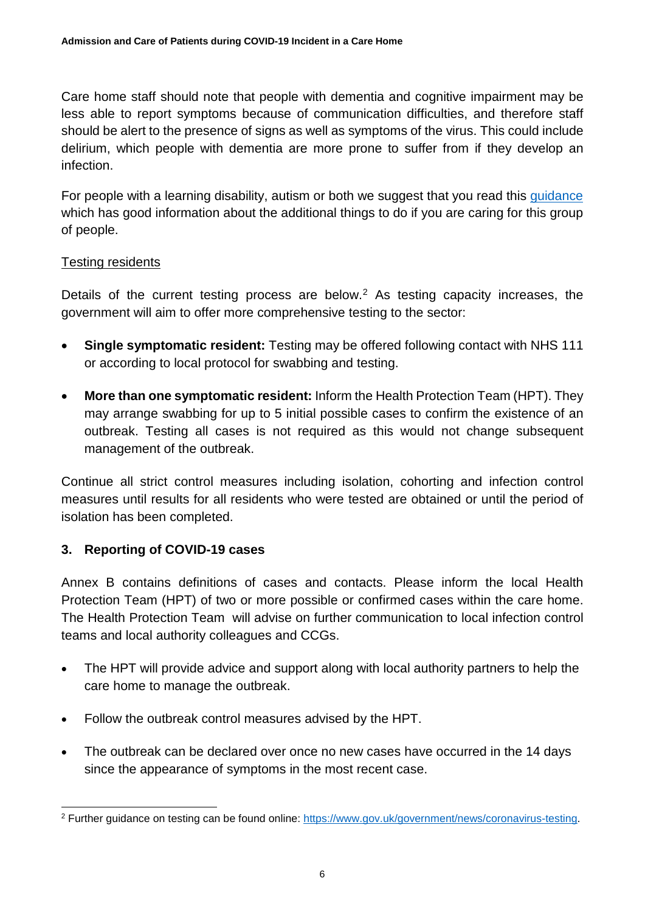Care home staff should note that people with dementia and cognitive impairment may be less able to report symptoms because of communication difficulties, and therefore staff should be alert to the presence of signs as well as symptoms of the virus. This could include delirium, which people with dementia are more prone to suffer from if they develop an infection.

For people with a learning disability, autism or both we suggest that you read this guidance which has good information about the additional things to do if you are caring for this group of people.

Testing residents

Details of the current testing process are below.[2] As testing capacity increases, the government will aim to offer more comprehensive testing to the sector:

- **Single symptomatic resident:** Testing may be offered following contact with NHS 111 or according to local protocol for swabbing and testing.
- **More than one symptomatic resident:** Inform the Health Protection Team (HPT). They may arrange swabbing for up to 5 initial possible cases to confirm the existence of an outbreak. Testing all cases is not required as this would not change subsequent management of the outbreak.

Continue all strict control measures including isolation, cohorting and infection control measures until results for all residents who were tested are obtained or until the period of isolation has been completed.

## 3. Reporting of COVID-19 cases

Annex B contains definitions of cases and contacts. Please inform the local Health Protection Team (HPT) of two or more possible or confirmed cases within the care home. The Health Protection Team will advise on further communication to local infection control teams and local authority colleagues and CCGs.

- The HPT will provide advice and support along with local authority partners to help the care home to manage the outbreak.
- Follow the outbreak control measures advised by the HPT.
- The outbreak can be declared over once no new cases have occurred in the 14 days since the appearance of symptoms in the most recent case.

[2] Further guidance on testing can be found online: https://www.gov.uk/government/news/coronavirus-testing.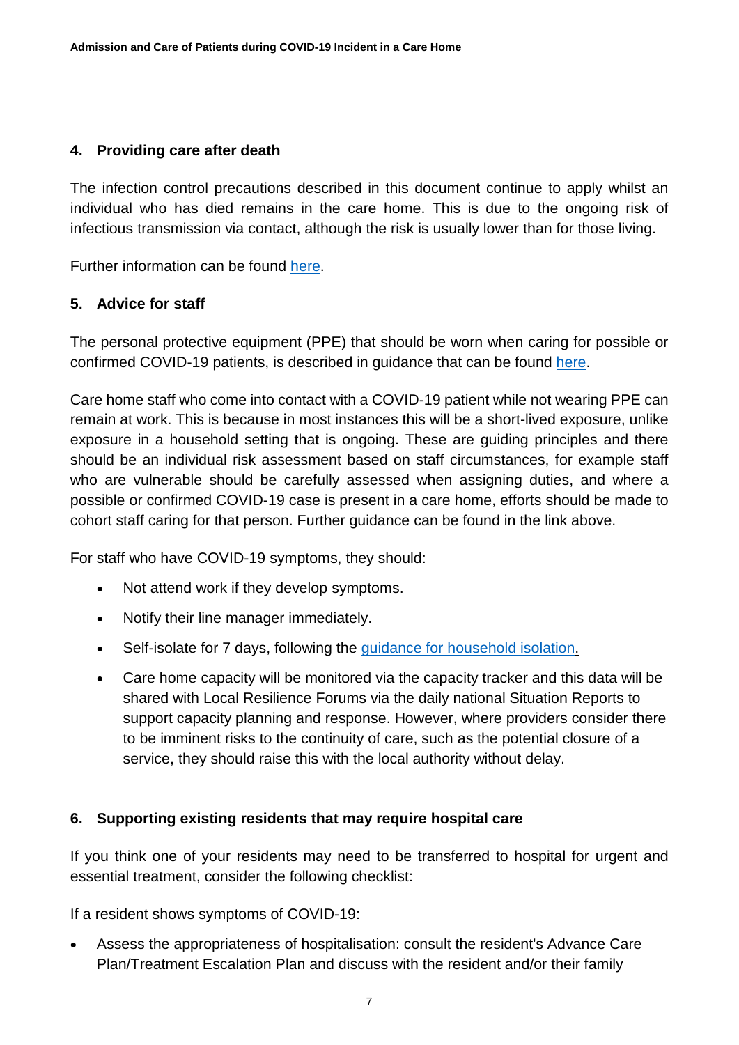## 4. Providing care after death

The infection control precautions described in this document continue to apply whilst an individual who has died remains in the care home. This is due to the ongoing risk of infectious transmission via contact, although the risk is usually lower than for those living.

Further information can be found here.

## 5. Advice for staff

The personal protective equipment (PPE) that should be worn when caring for possible or confirmed COVID-19 patients, is described in guidance that can be found here.

Care home staff who come into contact with a COVID-19 patient while not wearing PPE can remain at work. This is because in most instances this will be a short-lived exposure, unlike exposure in a household setting that is ongoing. These are guiding principles and there should be an individual risk assessment based on staff circumstances, for example staff who are vulnerable should be carefully assessed when assigning duties, and where a possible or confirmed COVID-19 case is present in a care home, efforts should be made to cohort staff caring for that person. Further guidance can be found in the link above.

For staff who have COVID-19 symptoms, they should:

- Not attend work if they develop symptoms.
- Notify their line manager immediately.
- Self-isolate for 7 days, following the guidance for household isolation.
- Care home capacity will be monitored via the capacity tracker and this data will be shared with Local Resilience Forums via the daily national Situation Reports to support capacity planning and response. However, where providers consider there to be imminent risks to the continuity of care, such as the potential closure of a service, they should raise this with the local authority without delay.

## 6. Supporting existing residents that may require hospital care

If you think one of your residents may need to be transferred to hospital for urgent and essential treatment, consider the following checklist:

If a resident shows symptoms of COVID-19:

- Assess the appropriateness of hospitalisation: consult the resident's Advance Care Plan/Treatment Escalation Plan and discuss with the resident and/or their family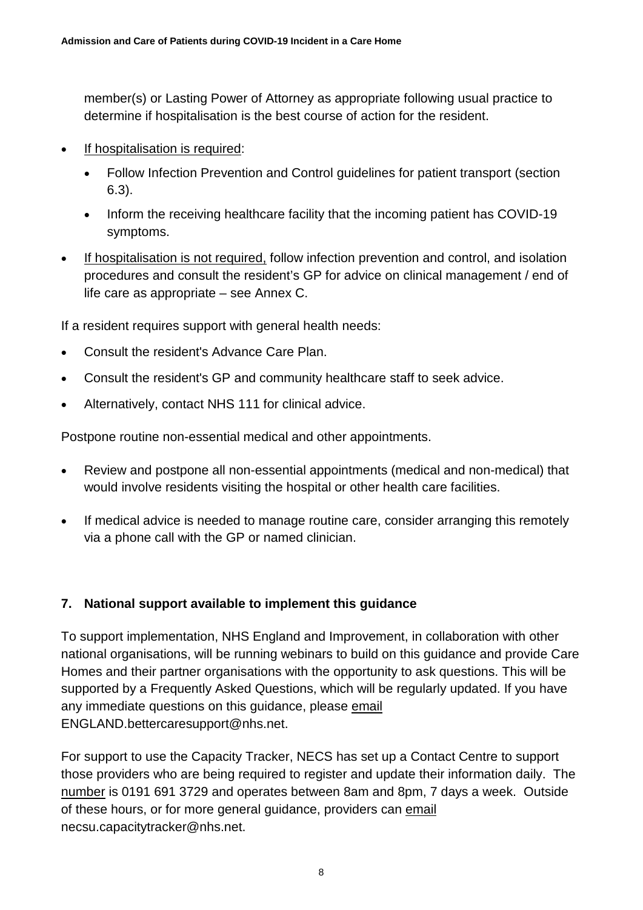member(s) or Lasting Power of Attorney as appropriate following usual practice to determine if hospitalisation is the best course of action for the resident.

- If hospitalisation is required:
  - Follow Infection Prevention and Control guidelines for patient transport (section 6.3).
  - Inform the receiving healthcare facility that the incoming patient has COVID-19 symptoms.
- If hospitalisation is not required, follow infection prevention and control, and isolation procedures and consult the resident's GP for advice on clinical management / end of life care as appropriate – see Annex C.

If a resident requires support with general health needs:

- Consult the resident's Advance Care Plan.
- Consult the resident's GP and community healthcare staff to seek advice.
- Alternatively, contact NHS 111 for clinical advice.

Postpone routine non-essential medical and other appointments.

- Review and postpone all non-essential appointments (medical and non-medical) that would involve residents visiting the hospital or other health care facilities.
- If medical advice is needed to manage routine care, consider arranging this remotely via a phone call with the GP or named clinician.

## 7. National support available to implement this guidance

To support implementation, NHS England and Improvement, in collaboration with other national organisations, will be running webinars to build on this guidance and provide Care Homes and their partner organisations with the opportunity to ask questions. This will be supported by a Frequently Asked Questions, which will be regularly updated. If you have any immediate questions on this guidance, please email ENGLAND.bettercaresupport@nhs.net.

For support to use the Capacity Tracker, NECS has set up a Contact Centre to support those providers who are being required to register and update their information daily. The number is 0191 691 3729 and operates between 8am and 8pm, 7 days a week. Outside of these hours, or for more general guidance, providers can email necsu.capacitytracker@nhs.net.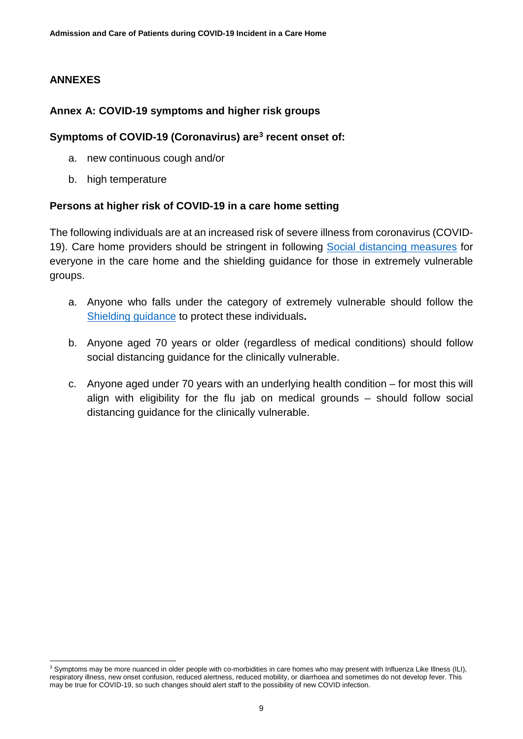## ANNEXES

### Annex A: COVID-19 symptoms and higher risk groups

**Symptoms of COVID-19 (Coronavirus) are[3] recent onset of:**

a. new continuous cough and/or

b. high temperature

**Persons at higher risk of COVID-19 in a care home setting**

The following individuals are at an increased risk of severe illness from coronavirus (COVID-19). Care home providers should be stringent in following Social distancing measures for everyone in the care home and the shielding guidance for those in extremely vulnerable groups.

a. Anyone who falls under the category of extremely vulnerable should follow the Shielding guidance to protect these individuals**.**

b. Anyone aged 70 years or older (regardless of medical conditions) should follow social distancing guidance for the clinically vulnerable.

c. Anyone aged under 70 years with an underlying health condition – for most this will align with eligibility for the flu jab on medical grounds – should follow social distancing guidance for the clinically vulnerable.

---

[3] Symptoms may be more nuanced in older people with co-morbidities in care homes who may present with Influenza Like Illness (ILI), respiratory illness, new onset confusion, reduced alertness, reduced mobility, or diarrhoea and sometimes do not develop fever. This may be true for COVID-19, so such changes should alert staff to the possibility of new COVID infection.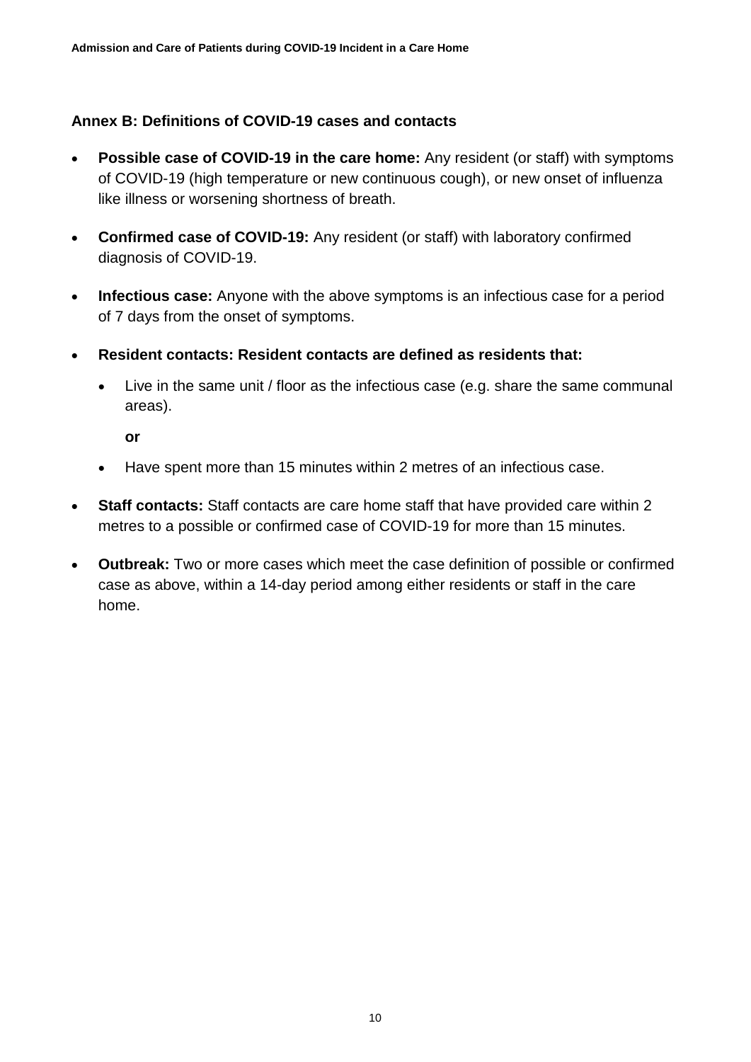## Annex B: Definitions of COVID-19 cases and contacts

- **Possible case of COVID-19 in the care home:** Any resident (or staff) with symptoms of COVID-19 (high temperature or new continuous cough), or new onset of influenza like illness or worsening shortness of breath.
- **Confirmed case of COVID-19:** Any resident (or staff) with laboratory confirmed diagnosis of COVID-19.
- **Infectious case:** Anyone with the above symptoms is an infectious case for a period of 7 days from the onset of symptoms.
- **Resident contacts: Resident contacts are defined as residents that:**
  - Live in the same unit / floor as the infectious case (e.g. share the same communal areas).

    **or**

  - Have spent more than 15 minutes within 2 metres of an infectious case.
- **Staff contacts:** Staff contacts are care home staff that have provided care within 2 metres to a possible or confirmed case of COVID-19 for more than 15 minutes.
- **Outbreak:** Two or more cases which meet the case definition of possible or confirmed case as above, within a 14-day period among either residents or staff in the care home.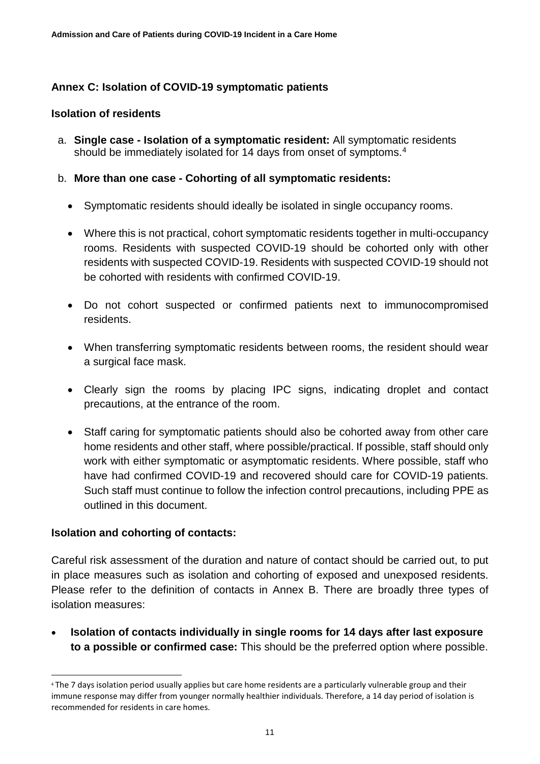## Annex C: Isolation of COVID-19 symptomatic patients

### Isolation of residents

a. **Single case - Isolation of a symptomatic resident:** All symptomatic residents should be immediately isolated for 14 days from onset of symptoms.[4]

b. **More than one case - Cohorting of all symptomatic residents:**

- Symptomatic residents should ideally be isolated in single occupancy rooms.
- Where this is not practical, cohort symptomatic residents together in multi-occupancy rooms. Residents with suspected COVID-19 should be cohorted only with other residents with suspected COVID-19. Residents with suspected COVID-19 should not be cohorted with residents with confirmed COVID-19.
- Do not cohort suspected or confirmed patients next to immunocompromised residents.
- When transferring symptomatic residents between rooms, the resident should wear a surgical face mask.
- Clearly sign the rooms by placing IPC signs, indicating droplet and contact precautions, at the entrance of the room.
- Staff caring for symptomatic patients should also be cohorted away from other care home residents and other staff, where possible/practical. If possible, staff should only work with either symptomatic or asymptomatic residents. Where possible, staff who have had confirmed COVID-19 and recovered should care for COVID-19 patients. Such staff must continue to follow the infection control precautions, including PPE as outlined in this document.

### Isolation and cohorting of contacts:

Careful risk assessment of the duration and nature of contact should be carried out, to put in place measures such as isolation and cohorting of exposed and unexposed residents. Please refer to the definition of contacts in Annex B. There are broadly three types of isolation measures:

- **Isolation of contacts individually in single rooms for 14 days after last exposure to a possible or confirmed case:** This should be the preferred option where possible.

---

[4] The 7 days isolation period usually applies but care home residents are a particularly vulnerable group and their immune response may differ from younger normally healthier individuals. Therefore, a 14 day period of isolation is recommended for residents in care homes.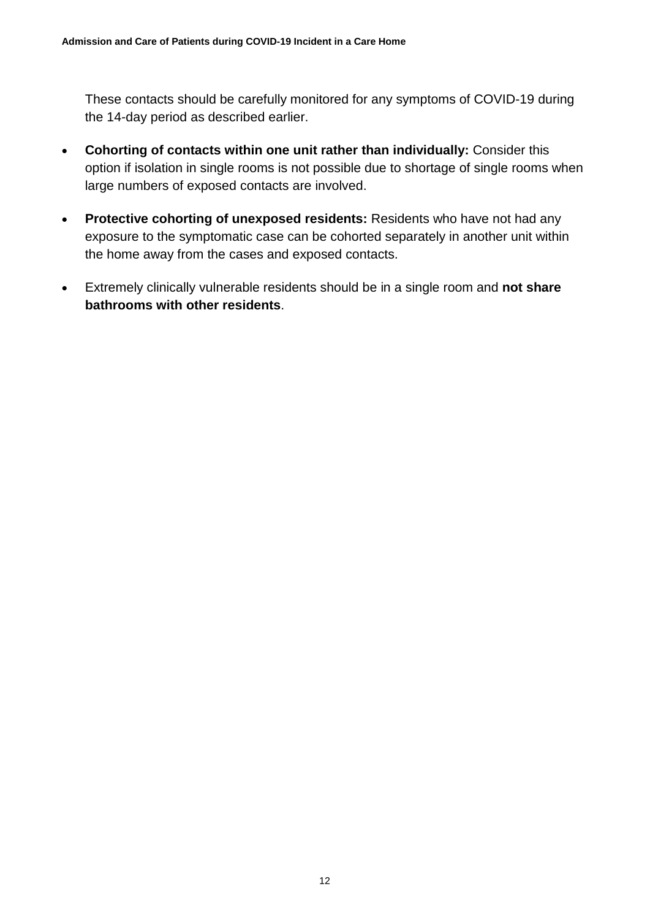These contacts should be carefully monitored for any symptoms of COVID-19 during the 14-day period as described earlier.

- **Cohorting of contacts within one unit rather than individually:** Consider this option if isolation in single rooms is not possible due to shortage of single rooms when large numbers of exposed contacts are involved.
- **Protective cohorting of unexposed residents:** Residents who have not had any exposure to the symptomatic case can be cohorted separately in another unit within the home away from the cases and exposed contacts.
- Extremely clinically vulnerable residents should be in a single room and **not share bathrooms with other residents**.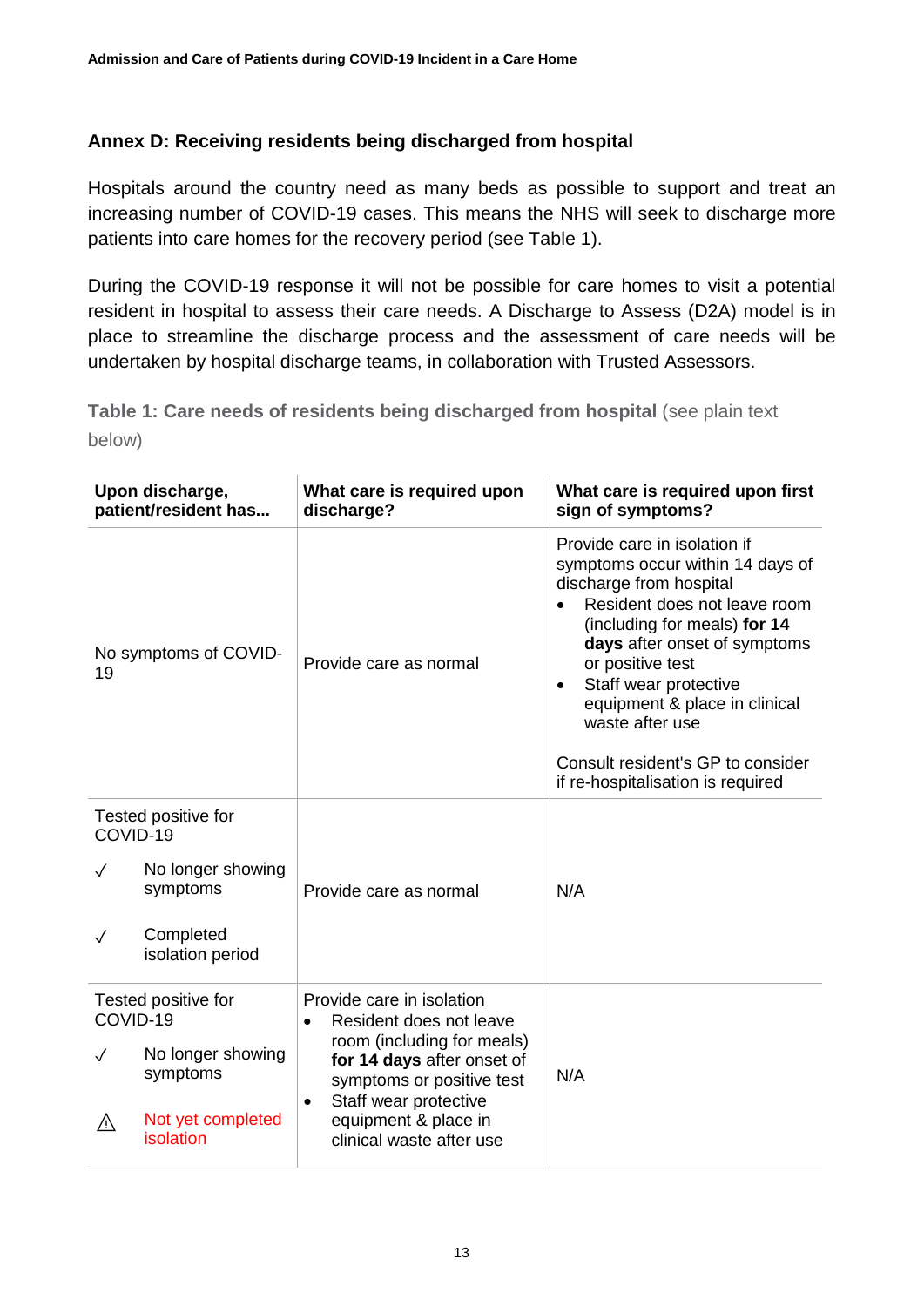## Annex D: Receiving residents being discharged from hospital

Hospitals around the country need as many beds as possible to support and treat an increasing number of COVID-19 cases. This means the NHS will seek to discharge more patients into care homes for the recovery period (see Table 1).

During the COVID-19 response it will not be possible for care homes to visit a potential resident in hospital to assess their care needs. A Discharge to Assess (D2A) model is in place to streamline the discharge process and the assessment of care needs will be undertaken by hospital discharge teams, in collaboration with Trusted Assessors.

**Table 1: Care needs of residents being discharged from hospital** (see plain text below)

| Upon discharge, patient/resident has... | What care is required upon discharge? | What care is required upon first sign of symptoms? |
|---|---|---|
| No symptoms of COVID-19 | Provide care as normal | Provide care in isolation if symptoms occur within 14 days of discharge from hospital<br>• Resident does not leave room (including for meals) **for 14 days** after onset of symptoms or positive test<br>• Staff wear protective equipment & place in clinical waste after use<br><br>Consult resident's GP to consider if re-hospitalisation is required |
| Tested positive for COVID-19<br>✓ No longer showing symptoms<br>✓ Completed isolation period | Provide care as normal | N/A |
| Tested positive for COVID-19<br>✓ No longer showing symptoms<br>⚠ Not yet completed isolation | Provide care in isolation<br>• Resident does not leave room (including for meals) **for 14 days** after onset of symptoms or positive test<br>• Staff wear protective equipment & place in clinical waste after use | N/A |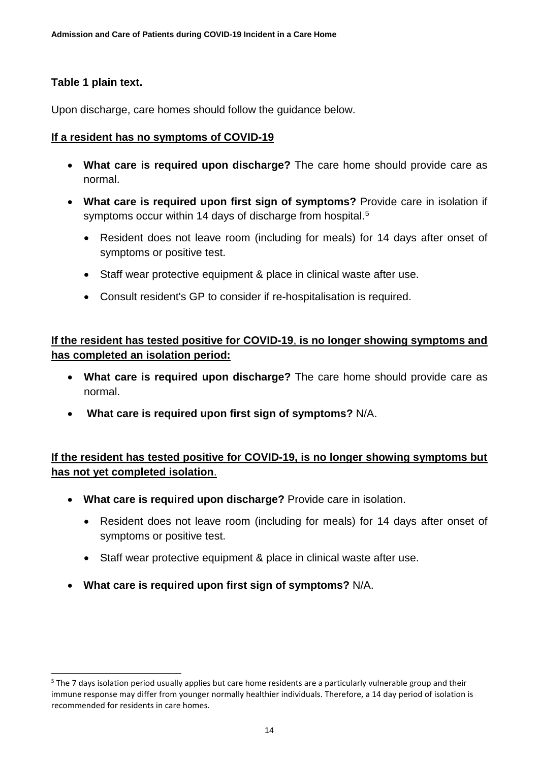**Table 1 plain text.**

Upon discharge, care homes should follow the guidance below.

**If a resident has no symptoms of COVID-19**

- **What care is required upon discharge?** The care home should provide care as normal.
- **What care is required upon first sign of symptoms?** Provide care in isolation if symptoms occur within 14 days of discharge from hospital.[5]
  - Resident does not leave room (including for meals) for 14 days after onset of symptoms or positive test.
  - Staff wear protective equipment & place in clinical waste after use.
  - Consult resident's GP to consider if re-hospitalisation is required.

**If the resident has tested positive for COVID-19, is no longer showing symptoms and has completed an isolation period:**

- **What care is required upon discharge?** The care home should provide care as normal.
- **What care is required upon first sign of symptoms?** N/A.

**If the resident has tested positive for COVID-19, is no longer showing symptoms but has not yet completed isolation**.

- **What care is required upon discharge?** Provide care in isolation.
  - Resident does not leave room (including for meals) for 14 days after onset of symptoms or positive test.
  - Staff wear protective equipment & place in clinical waste after use.
- **What care is required upon first sign of symptoms?** N/A.

---

[5] The 7 days isolation period usually applies but care home residents are a particularly vulnerable group and their immune response may differ from younger normally healthier individuals. Therefore, a 14 day period of isolation is recommended for residents in care homes.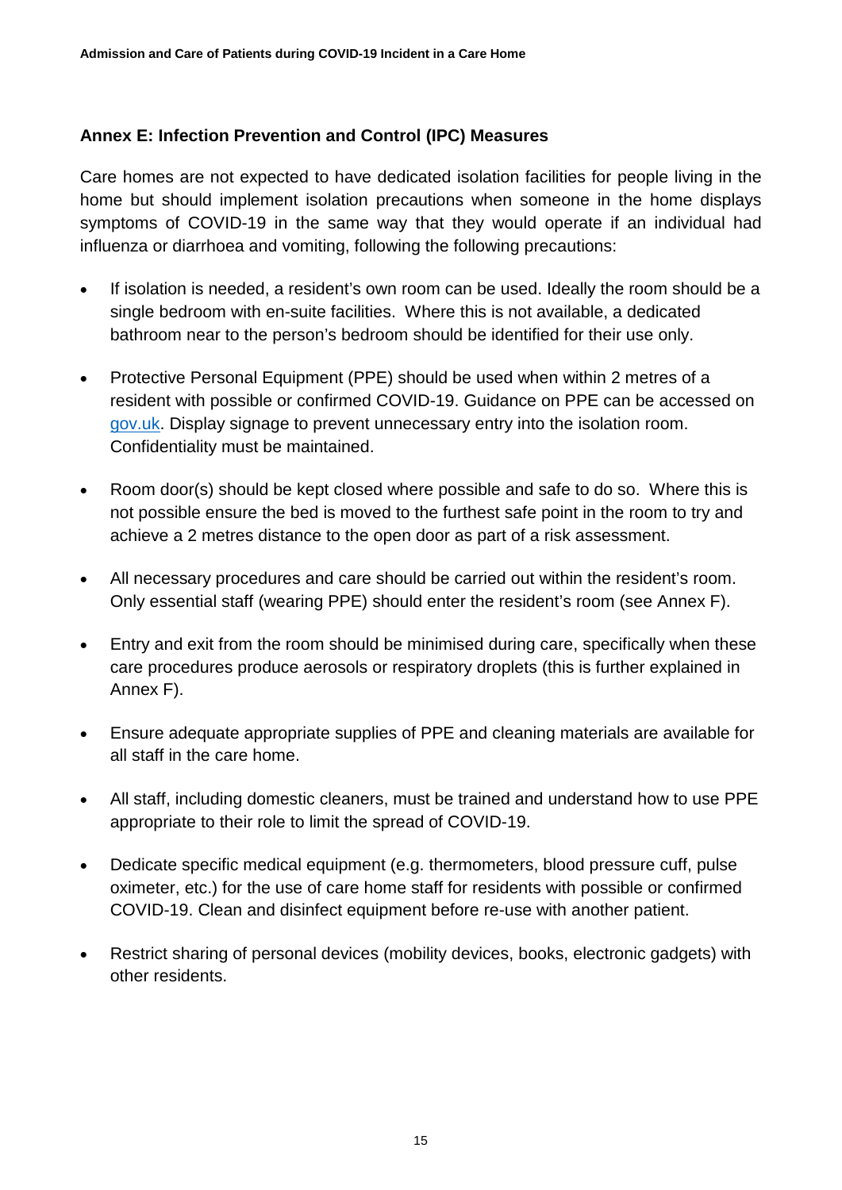## Annex E: Infection Prevention and Control (IPC) Measures

Care homes are not expected to have dedicated isolation facilities for people living in the home but should implement isolation precautions when someone in the home displays symptoms of COVID-19 in the same way that they would operate if an individual had influenza or diarrhoea and vomiting, following the following precautions:

- If isolation is needed, a resident's own room can be used. Ideally the room should be a single bedroom with en-suite facilities. Where this is not available, a dedicated bathroom near to the person's bedroom should be identified for their use only.
- Protective Personal Equipment (PPE) should be used when within 2 metres of a resident with possible or confirmed COVID-19. Guidance on PPE can be accessed on gov.uk. Display signage to prevent unnecessary entry into the isolation room. Confidentiality must be maintained.
- Room door(s) should be kept closed where possible and safe to do so. Where this is not possible ensure the bed is moved to the furthest safe point in the room to try and achieve a 2 metres distance to the open door as part of a risk assessment.
- All necessary procedures and care should be carried out within the resident's room. Only essential staff (wearing PPE) should enter the resident's room (see Annex F).
- Entry and exit from the room should be minimised during care, specifically when these care procedures produce aerosols or respiratory droplets (this is further explained in Annex F).
- Ensure adequate appropriate supplies of PPE and cleaning materials are available for all staff in the care home.
- All staff, including domestic cleaners, must be trained and understand how to use PPE appropriate to their role to limit the spread of COVID-19.
- Dedicate specific medical equipment (e.g. thermometers, blood pressure cuff, pulse oximeter, etc.) for the use of care home staff for residents with possible or confirmed COVID-19. Clean and disinfect equipment before re-use with another patient.
- Restrict sharing of personal devices (mobility devices, books, electronic gadgets) with other residents.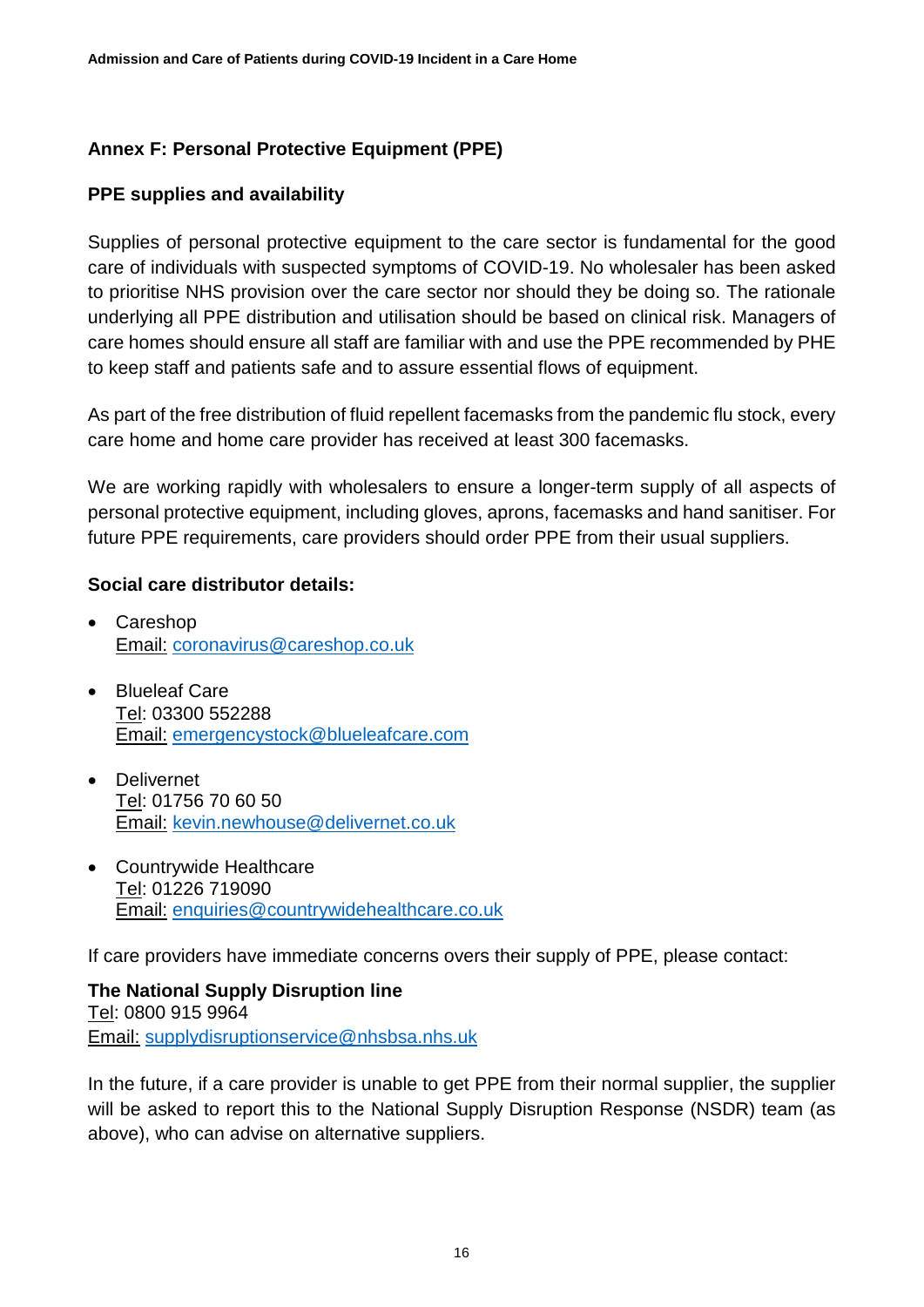## Annex F: Personal Protective Equipment (PPE)

### PPE supplies and availability

Supplies of personal protective equipment to the care sector is fundamental for the good care of individuals with suspected symptoms of COVID-19. No wholesaler has been asked to prioritise NHS provision over the care sector nor should they be doing so. The rationale underlying all PPE distribution and utilisation should be based on clinical risk. Managers of care homes should ensure all staff are familiar with and use the PPE recommended by PHE to keep staff and patients safe and to assure essential flows of equipment.

As part of the free distribution of fluid repellent facemasks from the pandemic flu stock, every care home and home care provider has received at least 300 facemasks.

We are working rapidly with wholesalers to ensure a longer-term supply of all aspects of personal protective equipment, including gloves, aprons, facemasks and hand sanitiser. For future PPE requirements, care providers should order PPE from their usual suppliers.

**Social care distributor details:**

- Careshop
  Email: coronavirus@careshop.co.uk
- Blueleaf Care
  Tel: 03300 552288
  Email: emergencystock@blueleafcare.com
- Delivernet
  Tel: 01756 70 60 50
  Email: kevin.newhouse@delivernet.co.uk
- Countrywide Healthcare
  Tel: 01226 719090
  Email: enquiries@countrywidehealthcare.co.uk

If care providers have immediate concerns overs their supply of PPE, please contact:

**The National Supply Disruption line**
Tel: 0800 915 9964
Email: supplydisruptionservice@nhsbsa.nhs.uk

In the future, if a care provider is unable to get PPE from their normal supplier, the supplier will be asked to report this to the National Supply Disruption Response (NSDR) team (as above), who can advise on alternative suppliers.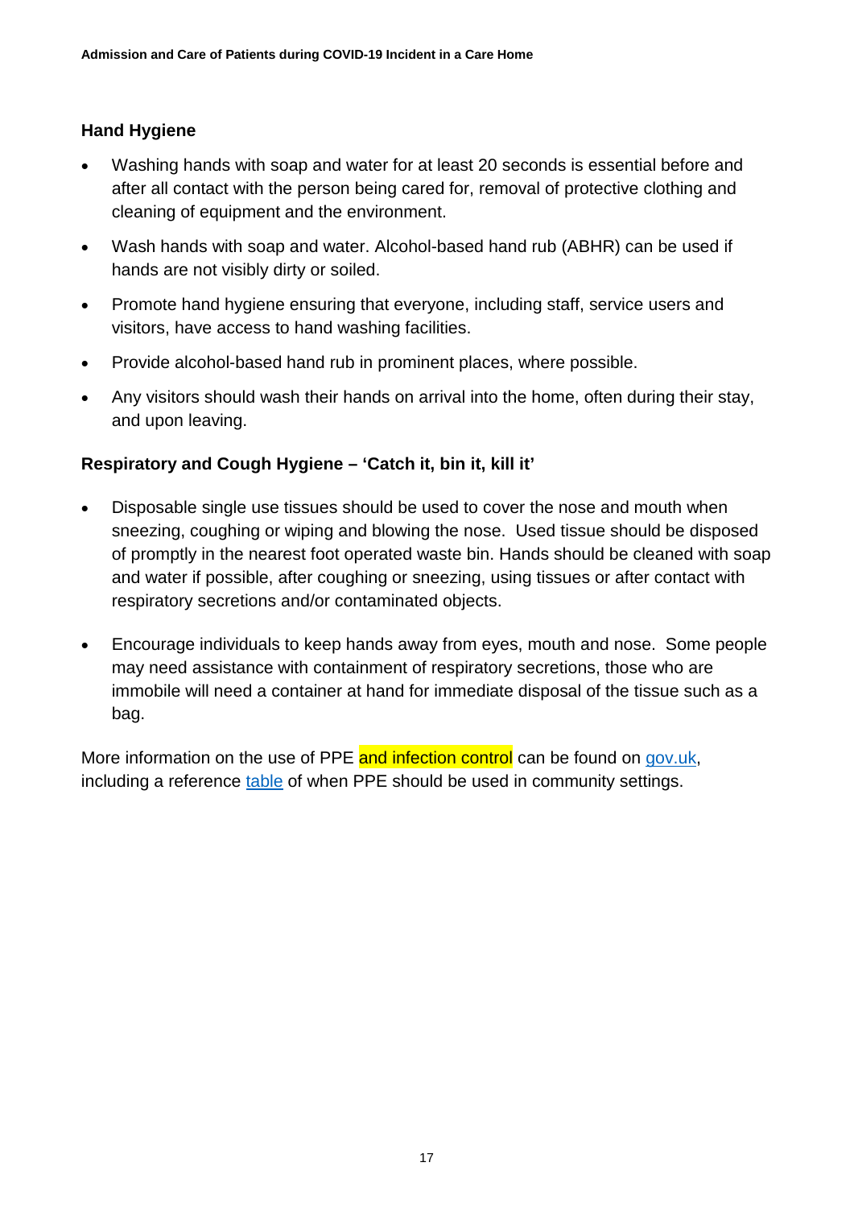### Hand Hygiene

- Washing hands with soap and water for at least 20 seconds is essential before and after all contact with the person being cared for, removal of protective clothing and cleaning of equipment and the environment.
- Wash hands with soap and water. Alcohol-based hand rub (ABHR) can be used if hands are not visibly dirty or soiled.
- Promote hand hygiene ensuring that everyone, including staff, service users and visitors, have access to hand washing facilities.
- Provide alcohol-based hand rub in prominent places, where possible.
- Any visitors should wash their hands on arrival into the home, often during their stay, and upon leaving.

### Respiratory and Cough Hygiene – 'Catch it, bin it, kill it'

- Disposable single use tissues should be used to cover the nose and mouth when sneezing, coughing or wiping and blowing the nose. Used tissue should be disposed of promptly in the nearest foot operated waste bin. Hands should be cleaned with soap and water if possible, after coughing or sneezing, using tissues or after contact with respiratory secretions and/or contaminated objects.
- Encourage individuals to keep hands away from eyes, mouth and nose. Some people may need assistance with containment of respiratory secretions, those who are immobile will need a container at hand for immediate disposal of the tissue such as a bag.

More information on the use of PPE and infection control can be found on gov.uk, including a reference table of when PPE should be used in community settings.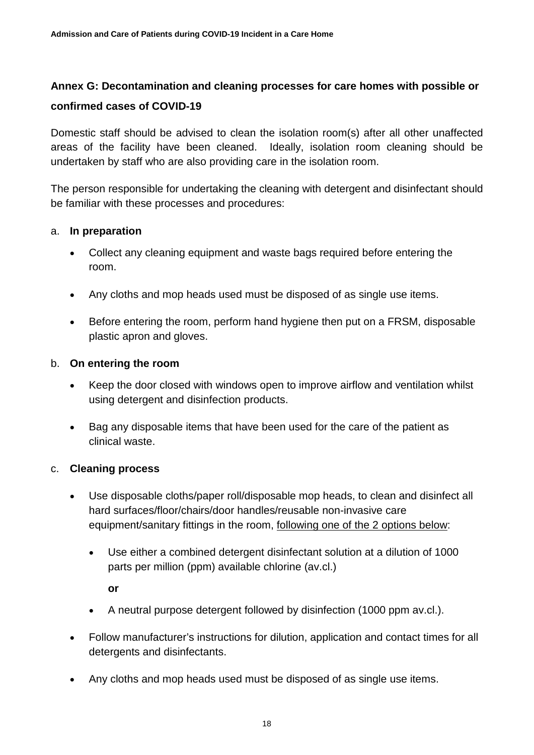## Annex G: Decontamination and cleaning processes for care homes with possible or confirmed cases of COVID-19

Domestic staff should be advised to clean the isolation room(s) after all other unaffected areas of the facility have been cleaned. Ideally, isolation room cleaning should be undertaken by staff who are also providing care in the isolation room.

The person responsible for undertaking the cleaning with detergent and disinfectant should be familiar with these processes and procedures:

a. **In preparation**

- Collect any cleaning equipment and waste bags required before entering the room.
- Any cloths and mop heads used must be disposed of as single use items.
- Before entering the room, perform hand hygiene then put on a FRSM, disposable plastic apron and gloves.

b. **On entering the room**

- Keep the door closed with windows open to improve airflow and ventilation whilst using detergent and disinfection products.
- Bag any disposable items that have been used for the care of the patient as clinical waste.

c. **Cleaning process**

- Use disposable cloths/paper roll/disposable mop heads, to clean and disinfect all hard surfaces/floor/chairs/door handles/reusable non-invasive care equipment/sanitary fittings in the room, <u>following one of the 2 options below</u>:
    - Use either a combined detergent disinfectant solution at a dilution of 1000 parts per million (ppm) available chlorine (av.cl.)

      **or**

    - A neutral purpose detergent followed by disinfection (1000 ppm av.cl.).
- Follow manufacturer's instructions for dilution, application and contact times for all detergents and disinfectants.
- Any cloths and mop heads used must be disposed of as single use items.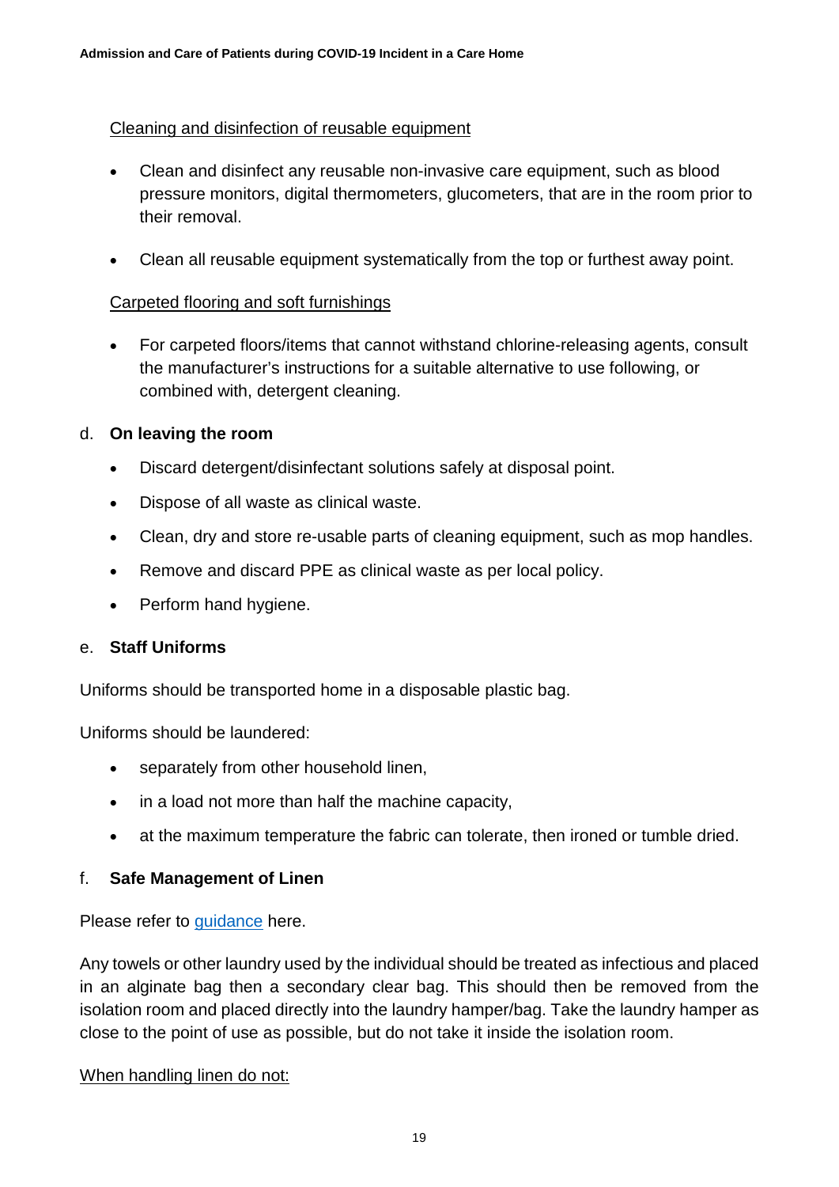Cleaning and disinfection of reusable equipment

- Clean and disinfect any reusable non-invasive care equipment, such as blood pressure monitors, digital thermometers, glucometers, that are in the room prior to their removal.
- Clean all reusable equipment systematically from the top or furthest away point.

Carpeted flooring and soft furnishings

- For carpeted floors/items that cannot withstand chlorine-releasing agents, consult the manufacturer's instructions for a suitable alternative to use following, or combined with, detergent cleaning.

d. **On leaving the room**

- Discard detergent/disinfectant solutions safely at disposal point.
- Dispose of all waste as clinical waste.
- Clean, dry and store re-usable parts of cleaning equipment, such as mop handles.
- Remove and discard PPE as clinical waste as per local policy.
- Perform hand hygiene.

e. **Staff Uniforms**

Uniforms should be transported home in a disposable plastic bag.

Uniforms should be laundered:

- separately from other household linen,
- in a load not more than half the machine capacity,
- at the maximum temperature the fabric can tolerate, then ironed or tumble dried.

f. **Safe Management of Linen**

Please refer to guidance here.

Any towels or other laundry used by the individual should be treated as infectious and placed in an alginate bag then a secondary clear bag. This should then be removed from the isolation room and placed directly into the laundry hamper/bag. Take the laundry hamper as close to the point of use as possible, but do not take it inside the isolation room.

When handling linen do not: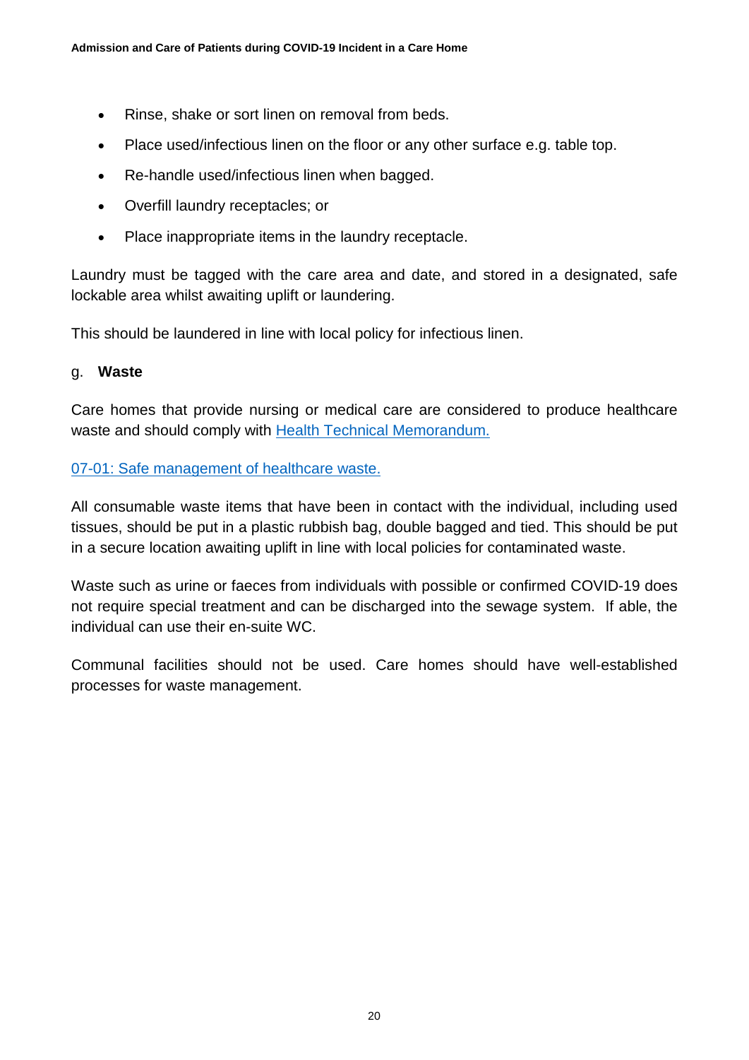- Rinse, shake or sort linen on removal from beds.
- Place used/infectious linen on the floor or any other surface e.g. table top.
- Re-handle used/infectious linen when bagged.
- Overfill laundry receptacles; or
- Place inappropriate items in the laundry receptacle.

Laundry must be tagged with the care area and date, and stored in a designated, safe lockable area whilst awaiting uplift or laundering.

This should be laundered in line with local policy for infectious linen.

g. **Waste**

Care homes that provide nursing or medical care are considered to produce healthcare waste and should comply with [Health Technical Memorandum.](#)

[07-01: Safe management of healthcare waste.](#)

All consumable waste items that have been in contact with the individual, including used tissues, should be put in a plastic rubbish bag, double bagged and tied. This should be put in a secure location awaiting uplift in line with local policies for contaminated waste.

Waste such as urine or faeces from individuals with possible or confirmed COVID-19 does not require special treatment and can be discharged into the sewage system. If able, the individual can use their en-suite WC.

Communal facilities should not be used. Care homes should have well-established processes for waste management.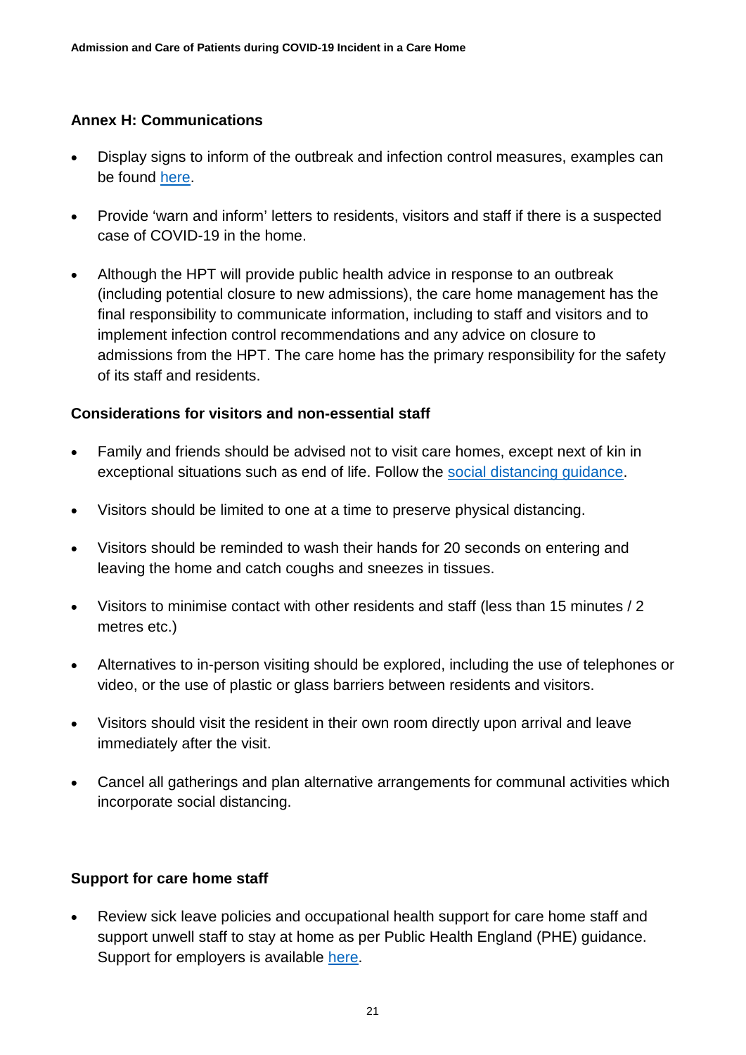## Annex H: Communications

- Display signs to inform of the outbreak and infection control measures, examples can be found [here](#).
- Provide 'warn and inform' letters to residents, visitors and staff if there is a suspected case of COVID-19 in the home.
- Although the HPT will provide public health advice in response to an outbreak (including potential closure to new admissions), the care home management has the final responsibility to communicate information, including to staff and visitors and to implement infection control recommendations and any advice on closure to admissions from the HPT. The care home has the primary responsibility for the safety of its staff and residents.

### Considerations for visitors and non-essential staff

- Family and friends should be advised not to visit care homes, except next of kin in exceptional situations such as end of life. Follow the [social distancing guidance](#).
- Visitors should be limited to one at a time to preserve physical distancing.
- Visitors should be reminded to wash their hands for 20 seconds on entering and leaving the home and catch coughs and sneezes in tissues.
- Visitors to minimise contact with other residents and staff (less than 15 minutes / 2 metres etc.)
- Alternatives to in-person visiting should be explored, including the use of telephones or video, or the use of plastic or glass barriers between residents and visitors.
- Visitors should visit the resident in their own room directly upon arrival and leave immediately after the visit.
- Cancel all gatherings and plan alternative arrangements for communal activities which incorporate social distancing.

### Support for care home staff

- Review sick leave policies and occupational health support for care home staff and support unwell staff to stay at home as per Public Health England (PHE) guidance. Support for employers is available [here](#).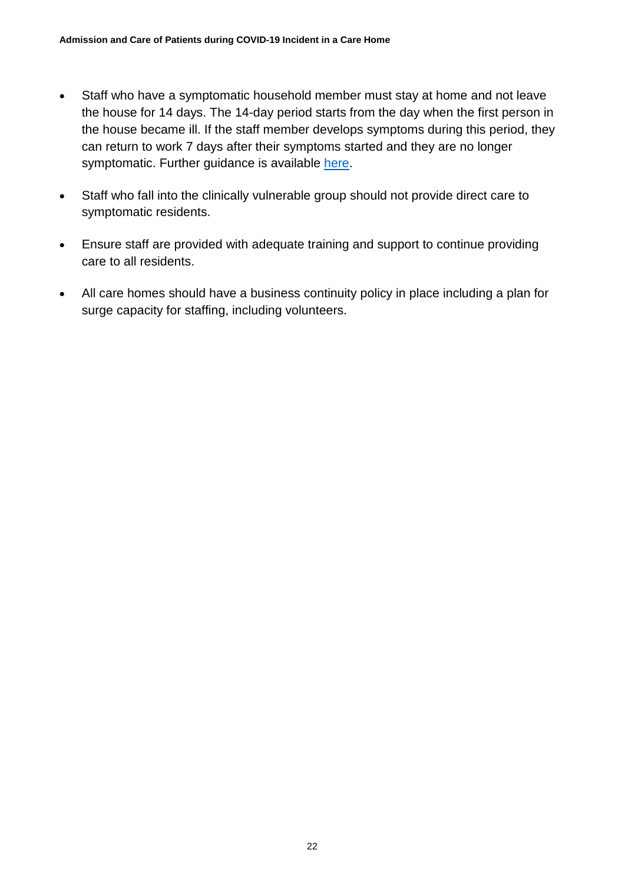- Staff who have a symptomatic household member must stay at home and not leave the house for 14 days. The 14-day period starts from the day when the first person in the house became ill. If the staff member develops symptoms during this period, they can return to work 7 days after their symptoms started and they are no longer symptomatic. Further guidance is available here.

- Staff who fall into the clinically vulnerable group should not provide direct care to symptomatic residents.

- Ensure staff are provided with adequate training and support to continue providing care to all residents.

- All care homes should have a business continuity policy in place including a plan for surge capacity for staffing, including volunteers.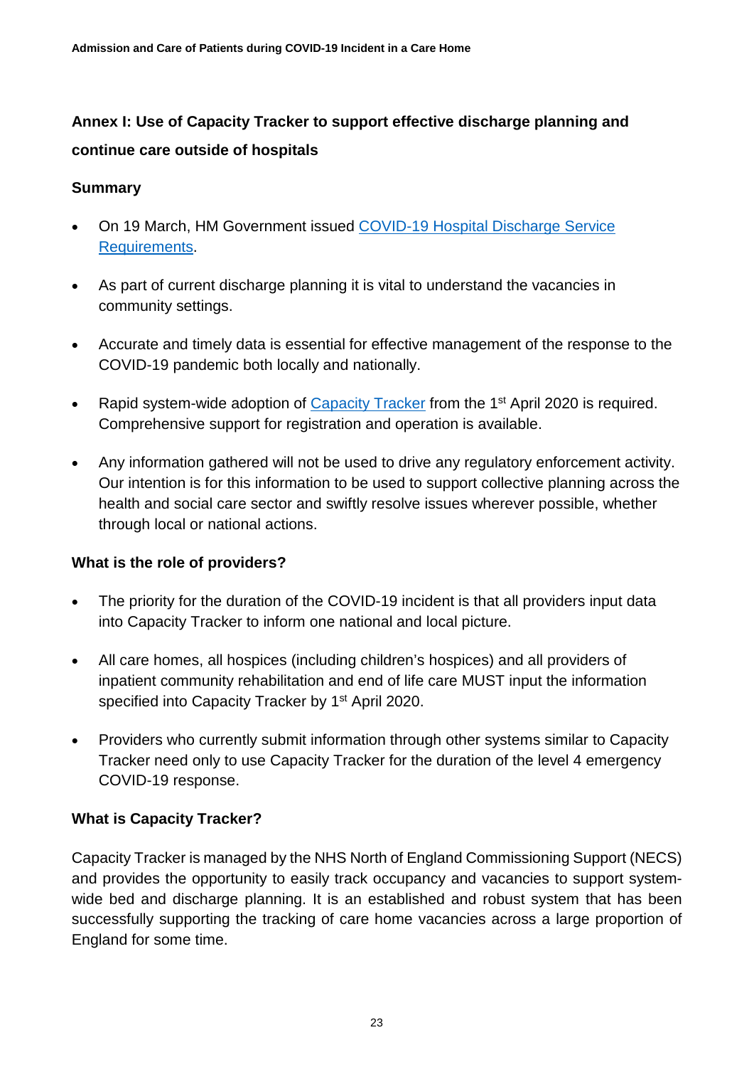## Annex I: Use of Capacity Tracker to support effective discharge planning and continue care outside of hospitals

### Summary

- On 19 March, HM Government issued [COVID-19 Hospital Discharge Service Requirements](#).
- As part of current discharge planning it is vital to understand the vacancies in community settings.
- Accurate and timely data is essential for effective management of the response to the COVID-19 pandemic both locally and nationally.
- Rapid system-wide adoption of [Capacity Tracker](#) from the 1st April 2020 is required. Comprehensive support for registration and operation is available.
- Any information gathered will not be used to drive any regulatory enforcement activity. Our intention is for this information to be used to support collective planning across the health and social care sector and swiftly resolve issues wherever possible, whether through local or national actions.

### What is the role of providers?

- The priority for the duration of the COVID-19 incident is that all providers input data into Capacity Tracker to inform one national and local picture.
- All care homes, all hospices (including children's hospices) and all providers of inpatient community rehabilitation and end of life care MUST input the information specified into Capacity Tracker by 1st April 2020.
- Providers who currently submit information through other systems similar to Capacity Tracker need only to use Capacity Tracker for the duration of the level 4 emergency COVID-19 response.

### What is Capacity Tracker?

Capacity Tracker is managed by the NHS North of England Commissioning Support (NECS) and provides the opportunity to easily track occupancy and vacancies to support system-wide bed and discharge planning. It is an established and robust system that has been successfully supporting the tracking of care home vacancies across a large proportion of England for some time.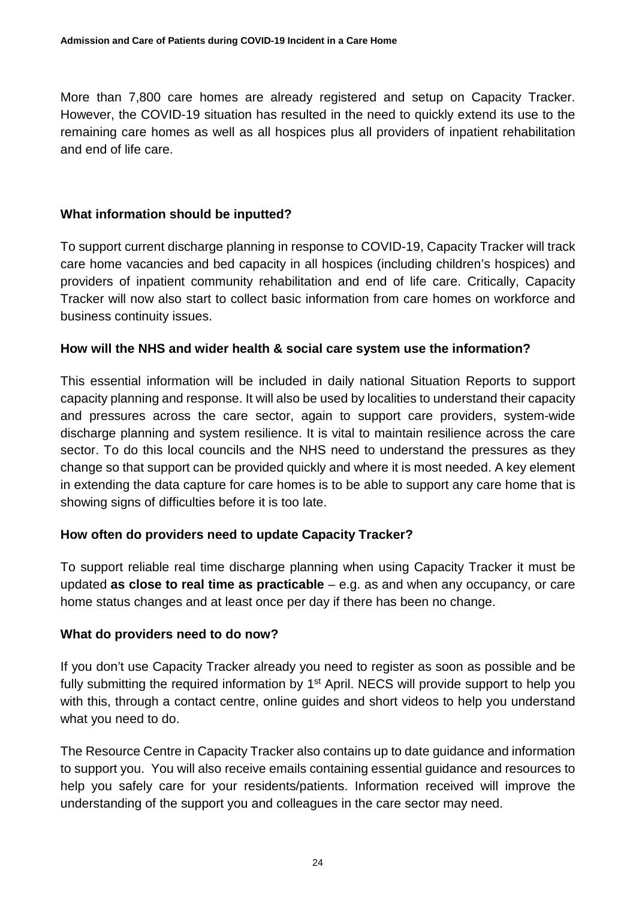More than 7,800 care homes are already registered and setup on Capacity Tracker. However, the COVID-19 situation has resulted in the need to quickly extend its use to the remaining care homes as well as all hospices plus all providers of inpatient rehabilitation and end of life care.

### What information should be inputted?

To support current discharge planning in response to COVID-19, Capacity Tracker will track care home vacancies and bed capacity in all hospices (including children's hospices) and providers of inpatient community rehabilitation and end of life care. Critically, Capacity Tracker will now also start to collect basic information from care homes on workforce and business continuity issues.

### How will the NHS and wider health & social care system use the information?

This essential information will be included in daily national Situation Reports to support capacity planning and response. It will also be used by localities to understand their capacity and pressures across the care sector, again to support care providers, system-wide discharge planning and system resilience. It is vital to maintain resilience across the care sector. To do this local councils and the NHS need to understand the pressures as they change so that support can be provided quickly and where it is most needed. A key element in extending the data capture for care homes is to be able to support any care home that is showing signs of difficulties before it is too late.

### How often do providers need to update Capacity Tracker?

To support reliable real time discharge planning when using Capacity Tracker it must be updated **as close to real time as practicable** – e.g. as and when any occupancy, or care home status changes and at least once per day if there has been no change.

### What do providers need to do now?

If you don't use Capacity Tracker already you need to register as soon as possible and be fully submitting the required information by 1st April. NECS will provide support to help you with this, through a contact centre, online guides and short videos to help you understand what you need to do.

The Resource Centre in Capacity Tracker also contains up to date guidance and information to support you. You will also receive emails containing essential guidance and resources to help you safely care for your residents/patients. Information received will improve the understanding of the support you and colleagues in the care sector may need.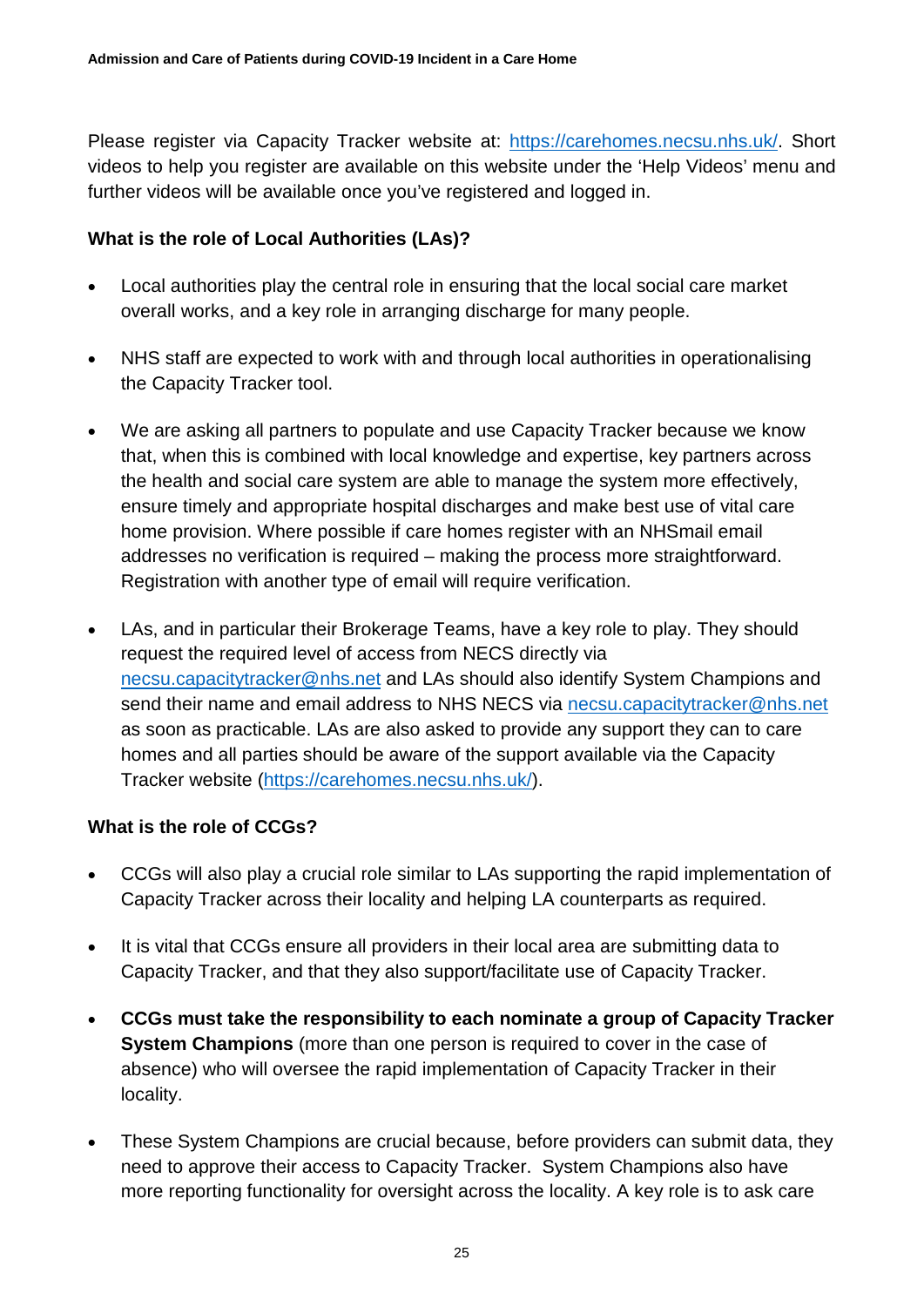Please register via Capacity Tracker website at: [https://carehomes.necsu.nhs.uk/](https://carehomes.necsu.nhs.uk/). Short videos to help you register are available on this website under the 'Help Videos' menu and further videos will be available once you've registered and logged in.

**What is the role of Local Authorities (LAs)?**

- Local authorities play the central role in ensuring that the local social care market overall works, and a key role in arranging discharge for many people.
- NHS staff are expected to work with and through local authorities in operationalising the Capacity Tracker tool.
- We are asking all partners to populate and use Capacity Tracker because we know that, when this is combined with local knowledge and expertise, key partners across the health and social care system are able to manage the system more effectively, ensure timely and appropriate hospital discharges and make best use of vital care home provision. Where possible if care homes register with an NHSmail email addresses no verification is required – making the process more straightforward. Registration with another type of email will require verification.
- LAs, and in particular their Brokerage Teams, have a key role to play. They should request the required level of access from NECS directly via [necsu.capacitytracker@nhs.net](mailto:necsu.capacitytracker@nhs.net) and LAs should also identify System Champions and send their name and email address to NHS NECS via [necsu.capacitytracker@nhs.net](mailto:necsu.capacitytracker@nhs.net) as soon as practicable. LAs are also asked to provide any support they can to care homes and all parties should be aware of the support available via the Capacity Tracker website ([https://carehomes.necsu.nhs.uk/](https://carehomes.necsu.nhs.uk/)).

**What is the role of CCGs?**

- CCGs will also play a crucial role similar to LAs supporting the rapid implementation of Capacity Tracker across their locality and helping LA counterparts as required.
- It is vital that CCGs ensure all providers in their local area are submitting data to Capacity Tracker, and that they also support/facilitate use of Capacity Tracker.
- **CCGs must take the responsibility to each nominate a group of Capacity Tracker System Champions** (more than one person is required to cover in the case of absence) who will oversee the rapid implementation of Capacity Tracker in their locality.
- These System Champions are crucial because, before providers can submit data, they need to approve their access to Capacity Tracker. System Champions also have more reporting functionality for oversight across the locality. A key role is to ask care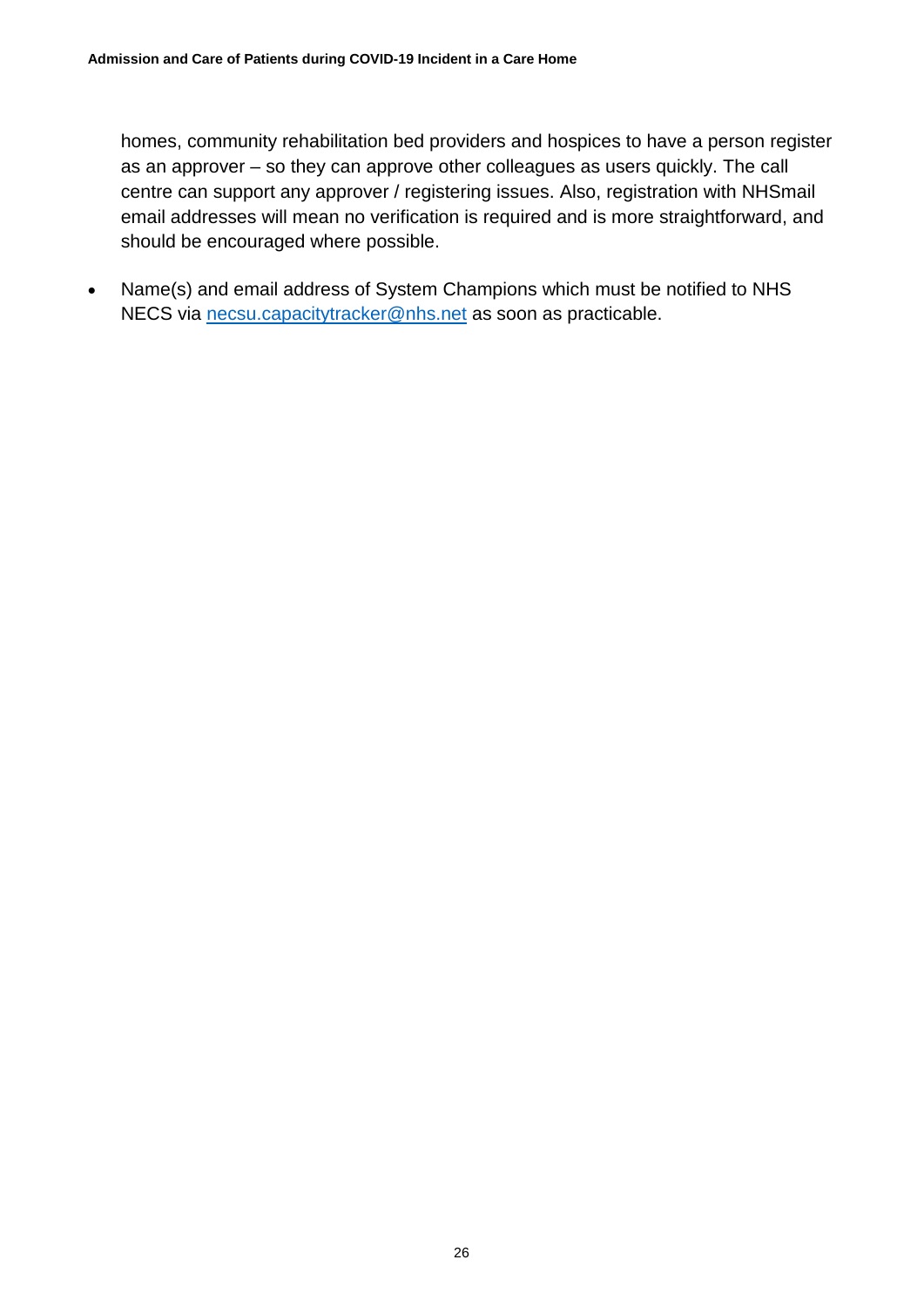homes, community rehabilitation bed providers and hospices to have a person register as an approver – so they can approve other colleagues as users quickly. The call centre can support any approver / registering issues. Also, registration with NHSmail email addresses will mean no verification is required and is more straightforward, and should be encouraged where possible.

- Name(s) and email address of System Champions which must be notified to NHS NECS via [necsu.capacitytracker@nhs.net](mailto:necsu.capacitytracker@nhs.net) as soon as practicable.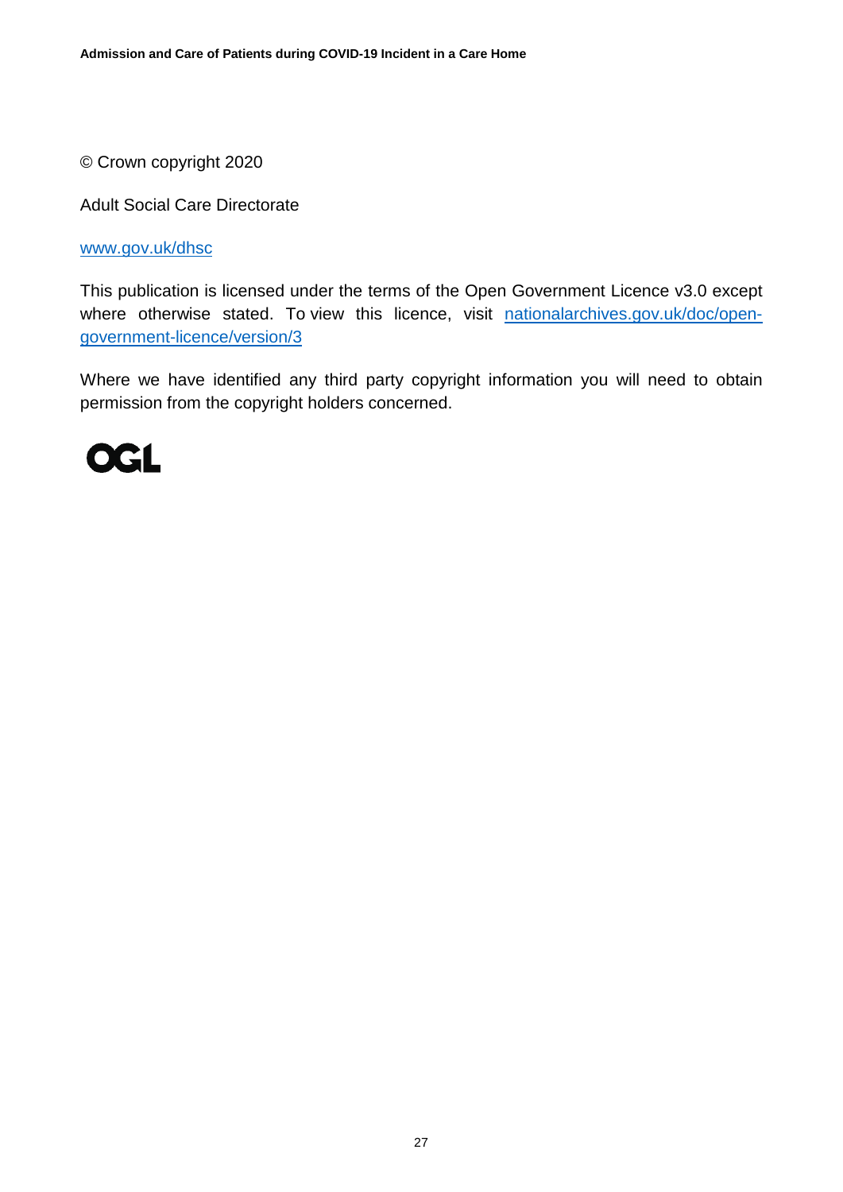© Crown copyright 2020

Adult Social Care Directorate

[www.gov.uk/dhsc](http://www.gov.uk/dhsc)

This publication is licensed under the terms of the Open Government Licence v3.0 except where otherwise stated. To view this licence, visit [nationalarchives.gov.uk/doc/open-government-licence/version/3](http://nationalarchives.gov.uk/doc/open-government-licence/version/3)

Where we have identified any third party copyright information you will need to obtain permission from the copyright holders concerned.

OGL